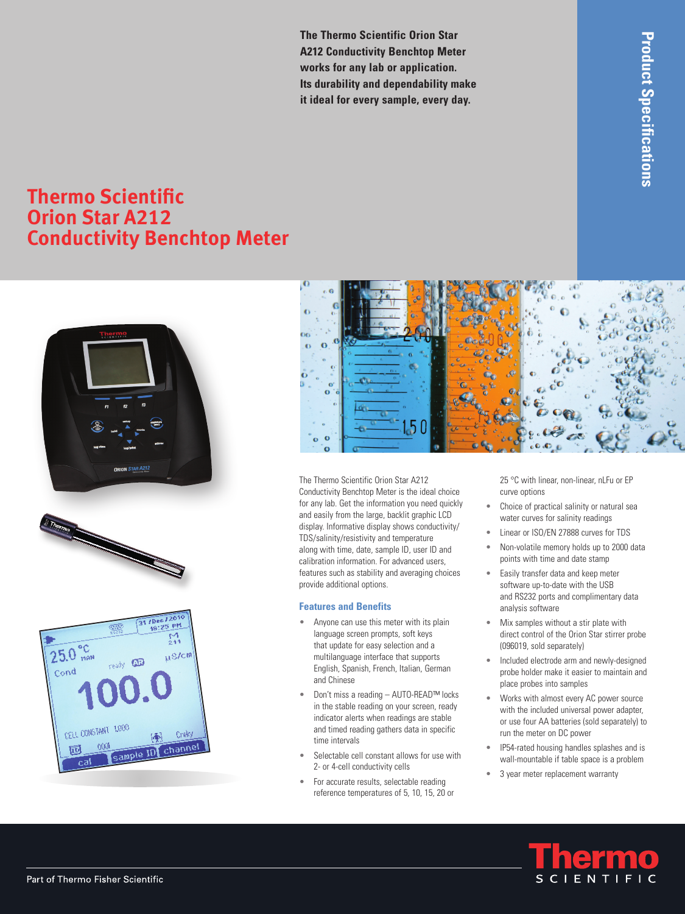**The Thermo Scientific Orion Star A212 Conductivity Benchtop Meter works for any lab or application. Its durability and dependability make it ideal for every sample, every day.**

**Product Specifications**

# Thermo Scientific Orion Star A212 Conductivity Benchtop Meter

The Thermo Scientific Orion Star A212 Conductivity Benchtop Meter is the ideal choice for any lab. Get the information you need quickly and easily from the large, backlit graphic LCD display. Informative display shows conductivity/TDS/salinity/resistivity and temperature along with time, date, sample ID, user ID and calibration information. For advanced users, features such as stability and averaging choices provide additional options.

## Features and Benefits

- Anyone can use this meter with its plain language screen prompts, soft keys that update for easy selection and a multilanguage interface that supports English, Spanish, French, Italian, German and Chinese
- Don't miss a reading – AUTO-READ™ locks in the stable reading on your screen, ready indicator alerts when readings are stable and timed reading gathers data in specific time intervals
- Selectable cell constant allows for use with 2- or 4-cell conductivity cells
- For accurate results, selectable reading reference temperatures of 5, 10, 15, 20 or 25 °C with linear, non-linear, nLFu or EP curve options
- Choice of practical salinity or natural sea water curves for salinity readings
- Linear or ISO/EN 27888 curves for TDS
- Non-volatile memory holds up to 2000 data points with time and date stamp
- Easily transfer data and keep meter software up-to-date with the USB and RS232 ports and complimentary data analysis software
- Mix samples without a stir plate with direct control of the Orion Star stirrer probe (096019, sold separately)
- Included electrode arm and newly-designed probe holder make it easier to maintain and place probes into samples
- Works with almost every AC power source with the included universal power adapter, or use four AA batteries (sold separately) to run the meter on DC power
- IP54-rated housing handles splashes and is wall-mountable if table space is a problem
- 3 year meter replacement warranty

Part of Thermo Fisher Scientific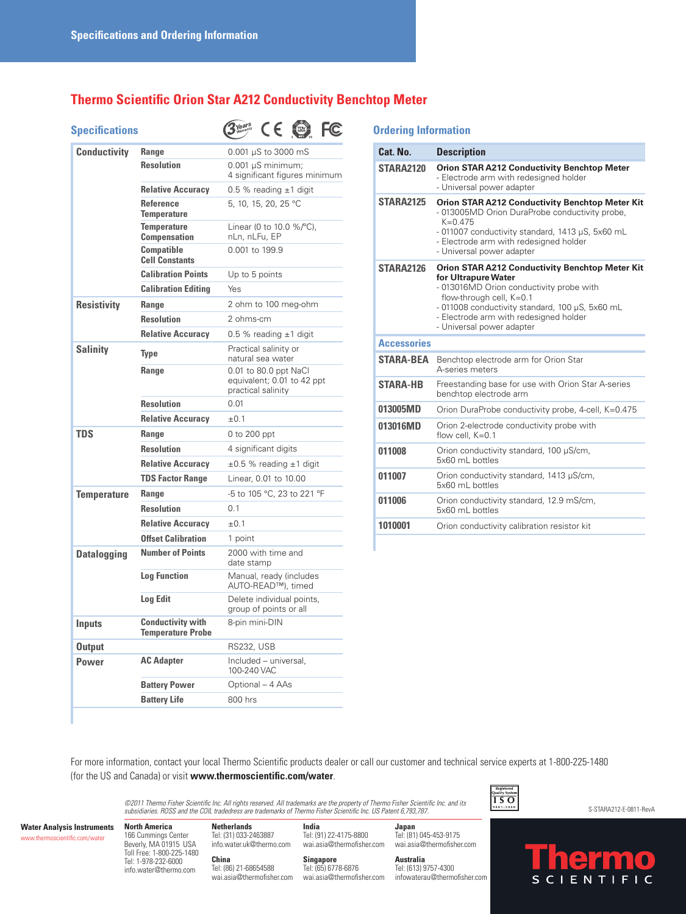## Specifications and Ordering Information

# Thermo Scientific Orion Star A212 Conductivity Benchtop Meter

## Specifications

| | | |
|---|---|---|
| **Conductivity** | **Range** | 0.001 µS to 3000 mS |
| | **Resolution** | 0.001 µS minimum; 4 significant figures minimum |
| | **Relative Accuracy** | 0.5 % reading ±1 digit |
| | **Reference Temperature** | 5, 10, 15, 20, 25 °C |
| | **Temperature Compensation** | Linear (0 to 10.0 %/°C), nLn, nLFu, EP |
| | **Compatible Cell Constants** | 0.001 to 199.9 |
| | **Calibration Points** | Up to 5 points |
| | **Calibration Editing** | Yes |
| **Resistivity** | **Range** | 2 ohm to 100 meg-ohm |
| | **Resolution** | 2 ohms-cm |
| | **Relative Accuracy** | 0.5 % reading ±1 digit |
| **Salinity** | **Type** | Practical salinity or natural sea water |
| | **Range** | 0.01 to 80.0 ppt NaCl equivalent; 0.01 to 42 ppt practical salinity |
| | **Resolution** | 0.01 |
| | **Relative Accuracy** | ±0.1 |
| **TDS** | **Range** | 0 to 200 ppt |
| | **Resolution** | 4 significant digits |
| | **Relative Accuracy** | ±0.5 % reading ±1 digit |
| | **TDS Factor Range** | Linear, 0.01 to 10.00 |
| **Temperature** | **Range** | -5 to 105 °C, 23 to 221 °F |
| | **Resolution** | 0.1 |
| | **Relative Accuracy** | ±0.1 |
| | **Offset Calibration** | 1 point |
| **Datalogging** | **Number of Points** | 2000 with time and date stamp |
| | **Log Function** | Manual, ready (includes AUTO-READ™), timed |
| | **Log Edit** | Delete individual points, group of points or all |
| **Inputs** | **Conductivity with Temperature Probe** | 8-pin mini-DIN |
| **Output** | | RS232, USB |
| **Power** | **AC Adapter** | Included – universal, 100-240 VAC |
| | **Battery Power** | Optional – 4 AAs |
| | **Battery Life** | 800 hrs |

## Ordering Information

| Cat. No. | Description |
|---|---|
| **STARA2120** | **Orion STAR A212 Conductivity Benchtop Meter**<br>- Electrode arm with redesigned holder<br>- Universal power adapter |
| **STARA2125** | **Orion STAR A212 Conductivity Benchtop Meter Kit**<br>- 013005MD Orion DuraProbe conductivity probe, K=0.475<br>- 011007 conductivity standard, 1413 µS, 5x60 mL<br>- Electrode arm with redesigned holder<br>- Universal power adapter |
| **STARA2126** | **Orion STAR A212 Conductivity Benchtop Meter Kit for Ultrapure Water**<br>- 013016MD Orion conductivity probe with flow-through cell, K=0.1<br>- 011008 conductivity standard, 100 µS, 5x60 mL<br>- Electrode arm with redesigned holder<br>- Universal power adapter |
| **Accessories** | |
| **STARA-BEA** | Benchtop electrode arm for Orion Star A-series meters |
| **STARA-HB** | Freestanding base for use with Orion Star A-series benchtop electrode arm |
| **013005MD** | Orion DuraProbe conductivity probe, 4-cell, K=0.475 |
| **013016MD** | Orion 2-electrode conductivity probe with flow cell, K=0.1 |
| **011008** | Orion conductivity standard, 100 µS/cm, 5x60 mL bottles |
| **011007** | Orion conductivity standard, 1413 µS/cm, 5x60 mL bottles |
| **011006** | Orion conductivity standard, 12.9 mS/cm, 5x60 mL bottles |
| **1010001** | Orion conductivity calibration resistor kit |

For more information, contact your local Thermo Scientific products dealer or call our customer and technical service experts at 1-800-225-1480 (for the US and Canada) or visit **www.thermoscientific.com/water**.

*©2011 Thermo Fisher Scientific Inc. All rights reserved. All trademarks are the property of Thermo Fisher Scientific Inc. and its subsidiaries. ROSS and the COIL tradedress are trademarks of Thermo Fisher Scientific Inc. US Patent 6,793,787.*

S-STARA212-E-0811-RevA

**Water Analysis Instruments**
www.thermoscientific.com/water

**North America**
166 Cummings Center
Beverly, MA 01915 USA
Toll Free: 1-800-225-1480
Tel: 1-978-232-6000
info.water@thermo.com

**Netherlands**
Tel: (31) 033-2463887
info.water.uk@thermo.com

**China**
Tel: (86) 21-68654588
wai.asia@thermofisher.com

**India**
Tel: (91) 22-4175-8800
wai.asia@thermofisher.com

**Singapore**
Tel: (65) 6778-6876
wai.asia@thermofisher.com

**Japan**
Tel: (81) 045-453-9175
wai.asia@thermofisher.com

**Australia**
Tel: (613) 9757-4300
infowaterau@thermofisher.com

Thermo SCIENTIFIC